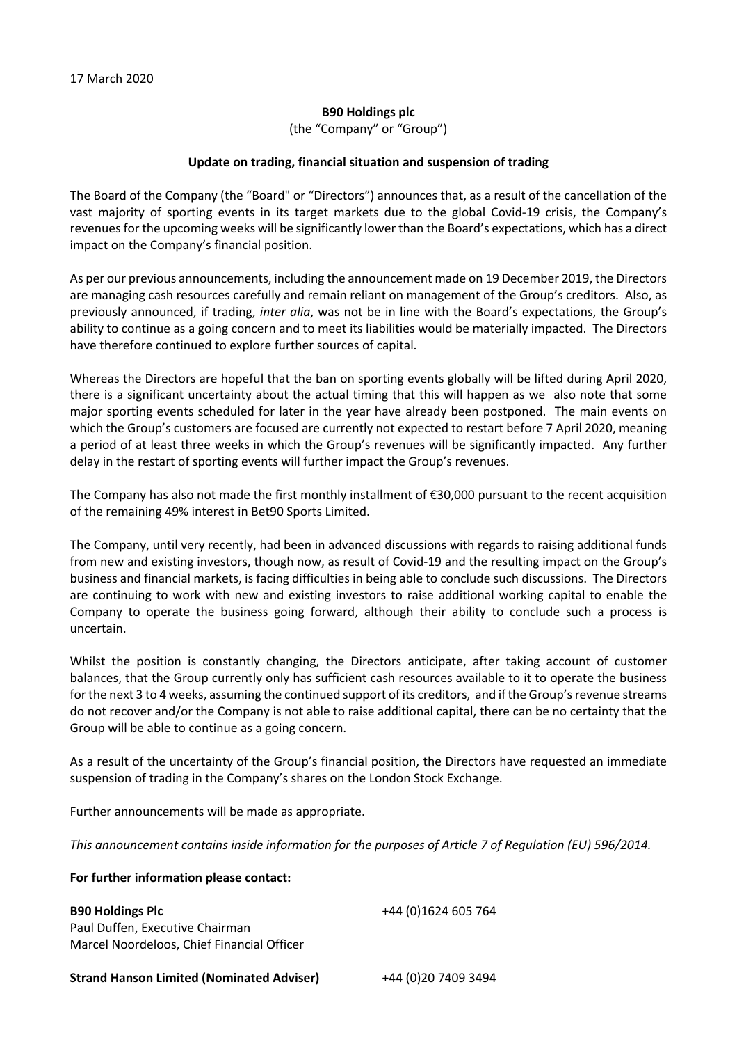17 March 2020

**B90 Holdings plc**

(the "Company" or "Group")

**Update on trading, financial situation and suspension of trading**

The Board of the Company (the "Board" or "Directors") announces that, as a result of the cancellation of the vast majority of sporting events in its target markets due to the global Covid-19 crisis, the Company's revenues for the upcoming weeks will be significantly lower than the Board's expectations, which has a direct impact on the Company's financial position.

As per our previous announcements, including the announcement made on 19 December 2019, the Directors are managing cash resources carefully and remain reliant on management of the Group's creditors. Also, as previously announced, if trading, *inter alia*, was not be in line with the Board's expectations, the Group's ability to continue as a going concern and to meet its liabilities would be materially impacted. The Directors have therefore continued to explore further sources of capital.

Whereas the Directors are hopeful that the ban on sporting events globally will be lifted during April 2020, there is a significant uncertainty about the actual timing that this will happen as we also note that some major sporting events scheduled for later in the year have already been postponed. The main events on which the Group's customers are focused are currently not expected to restart before 7 April 2020, meaning a period of at least three weeks in which the Group's revenues will be significantly impacted. Any further delay in the restart of sporting events will further impact the Group's revenues.

The Company has also not made the first monthly installment of €30,000 pursuant to the recent acquisition of the remaining 49% interest in Bet90 Sports Limited.

The Company, until very recently, had been in advanced discussions with regards to raising additional funds from new and existing investors, though now, as result of Covid-19 and the resulting impact on the Group's business and financial markets, is facing difficulties in being able to conclude such discussions. The Directors are continuing to work with new and existing investors to raise additional working capital to enable the Company to operate the business going forward, although their ability to conclude such a process is uncertain.

Whilst the position is constantly changing, the Directors anticipate, after taking account of customer balances, that the Group currently only has sufficient cash resources available to it to operate the business for the next 3 to 4 weeks, assuming the continued support of its creditors, and if the Group's revenue streams do not recover and/or the Company is not able to raise additional capital, there can be no certainty that the Group will be able to continue as a going concern.

As a result of the uncertainty of the Group's financial position, the Directors have requested an immediate suspension of trading in the Company's shares on the London Stock Exchange.

Further announcements will be made as appropriate.

*This announcement contains inside information for the purposes of Article 7 of Regulation (EU) 596/2014.*

**For further information please contact:**

**B90 Holdings Plc** +44 (0)1624 605 764
Paul Duffen, Executive Chairman
Marcel Noordeloos, Chief Financial Officer

**Strand Hanson Limited (Nominated Adviser)** +44 (0)20 7409 3494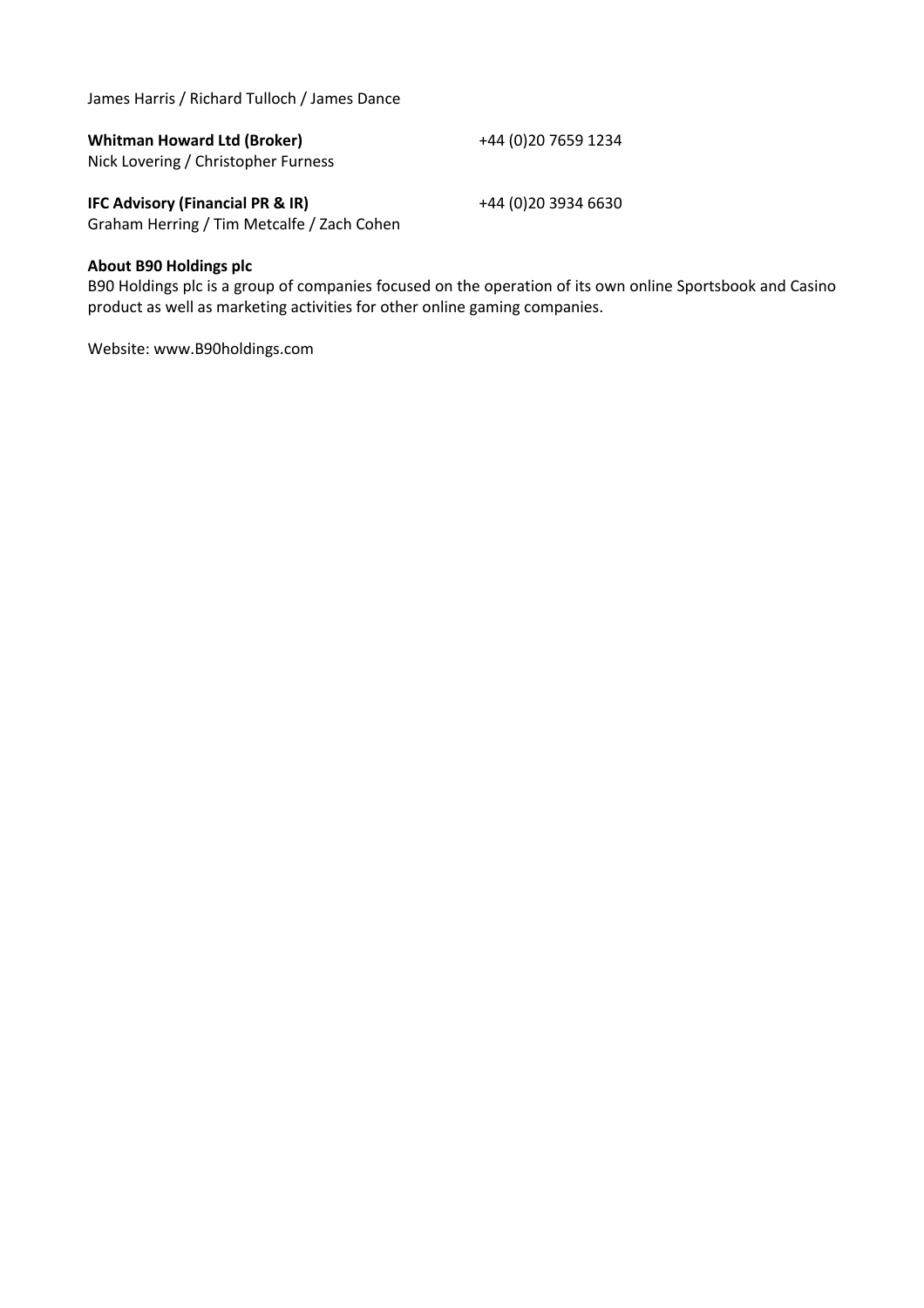James Harris / Richard Tulloch / James Dance

**Whitman Howard Ltd (Broker)** +44 (0)20 7659 1234
Nick Lovering / Christopher Furness

**IFC Advisory (Financial PR & IR)** +44 (0)20 3934 6630
Graham Herring / Tim Metcalfe / Zach Cohen

**About B90 Holdings plc**
B90 Holdings plc is a group of companies focused on the operation of its own online Sportsbook and Casino product as well as marketing activities for other online gaming companies.

Website: www.B90holdings.com